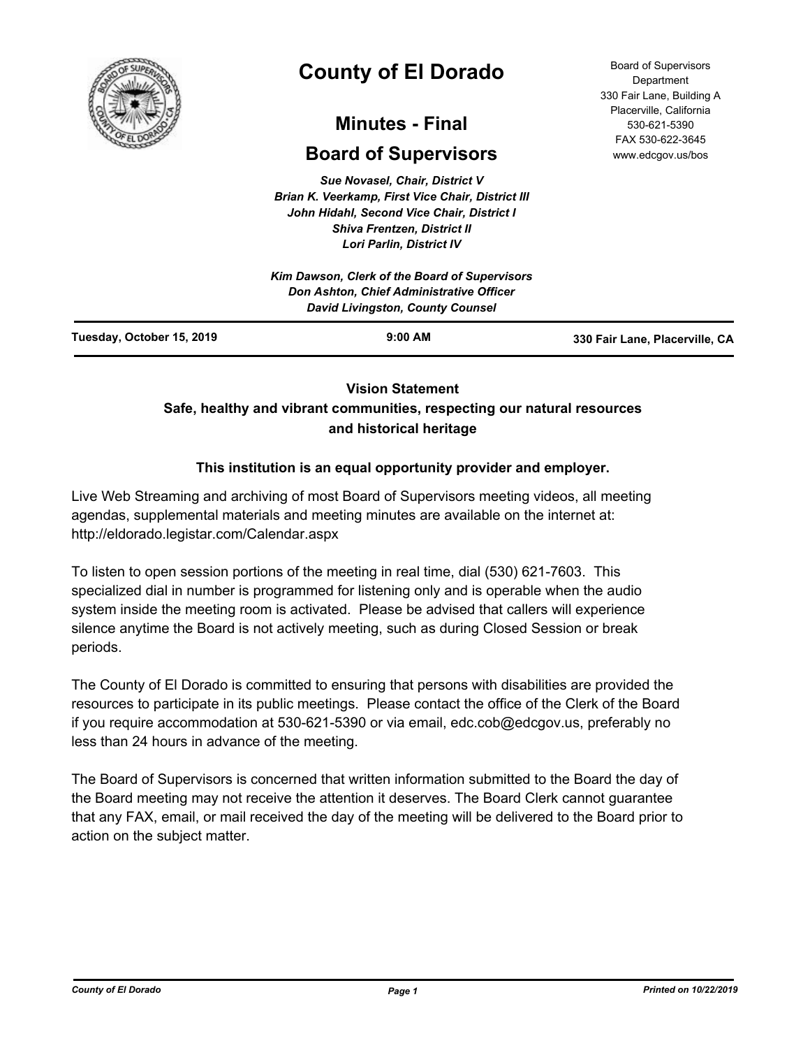# County of El Dorado

## Minutes - Final

## Board of Supervisors

Board of Supervisors Department
330 Fair Lane, Building A
Placerville, California
530-621-5390
FAX 530-622-3645
www.edcgov.us/bos

*Sue Novasel, Chair, District V*
*Brian K. Veerkamp, First Vice Chair, District III*
*John Hidahl, Second Vice Chair, District I*
*Shiva Frentzen, District II*
*Lori Parlin, District IV*

*Kim Dawson, Clerk of the Board of Supervisors*
*Don Ashton, Chief Administrative Officer*
*David Livingston, County Counsel*

| Tuesday, October 15, 2019 | 9:00 AM | 330 Fair Lane, Placerville, CA |
|---|---|---|

**Vision Statement**
**Safe, healthy and vibrant communities, respecting our natural resources and historical heritage**

**This institution is an equal opportunity provider and employer.**

Live Web Streaming and archiving of most Board of Supervisors meeting videos, all meeting agendas, supplemental materials and meeting minutes are available on the internet at: http://eldorado.legistar.com/Calendar.aspx

To listen to open session portions of the meeting in real time, dial (530) 621-7603. This specialized dial in number is programmed for listening only and is operable when the audio system inside the meeting room is activated. Please be advised that callers will experience silence anytime the Board is not actively meeting, such as during Closed Session or break periods.

The County of El Dorado is committed to ensuring that persons with disabilities are provided the resources to participate in its public meetings. Please contact the office of the Clerk of the Board if you require accommodation at 530-621-5390 or via email, edc.cob@edcgov.us, preferably no less than 24 hours in advance of the meeting.

The Board of Supervisors is concerned that written information submitted to the Board the day of the Board meeting may not receive the attention it deserves. The Board Clerk cannot guarantee that any FAX, email, or mail received the day of the meeting will be delivered to the Board prior to action on the subject matter.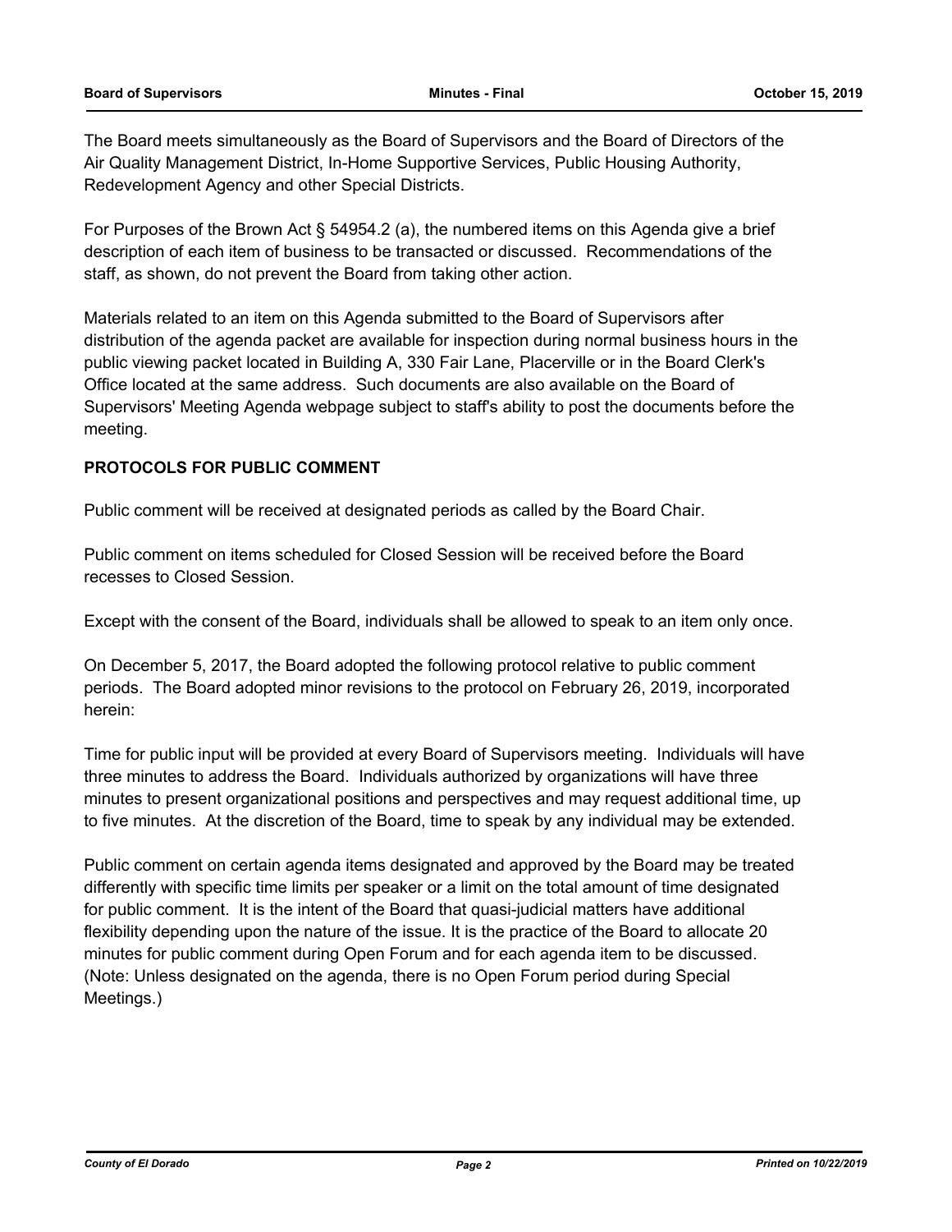The Board meets simultaneously as the Board of Supervisors and the Board of Directors of the Air Quality Management District, In-Home Supportive Services, Public Housing Authority, Redevelopment Agency and other Special Districts.

For Purposes of the Brown Act § 54954.2 (a), the numbered items on this Agenda give a brief description of each item of business to be transacted or discussed. Recommendations of the staff, as shown, do not prevent the Board from taking other action.

Materials related to an item on this Agenda submitted to the Board of Supervisors after distribution of the agenda packet are available for inspection during normal business hours in the public viewing packet located in Building A, 330 Fair Lane, Placerville or in the Board Clerk's Office located at the same address. Such documents are also available on the Board of Supervisors' Meeting Agenda webpage subject to staff's ability to post the documents before the meeting.

**PROTOCOLS FOR PUBLIC COMMENT**

Public comment will be received at designated periods as called by the Board Chair.

Public comment on items scheduled for Closed Session will be received before the Board recesses to Closed Session.

Except with the consent of the Board, individuals shall be allowed to speak to an item only once.

On December 5, 2017, the Board adopted the following protocol relative to public comment periods. The Board adopted minor revisions to the protocol on February 26, 2019, incorporated herein:

Time for public input will be provided at every Board of Supervisors meeting. Individuals will have three minutes to address the Board. Individuals authorized by organizations will have three minutes to present organizational positions and perspectives and may request additional time, up to five minutes. At the discretion of the Board, time to speak by any individual may be extended.

Public comment on certain agenda items designated and approved by the Board may be treated differently with specific time limits per speaker or a limit on the total amount of time designated for public comment. It is the intent of the Board that quasi-judicial matters have additional flexibility depending upon the nature of the issue. It is the practice of the Board to allocate 20 minutes for public comment during Open Forum and for each agenda item to be discussed. (Note: Unless designated on the agenda, there is no Open Forum period during Special Meetings.)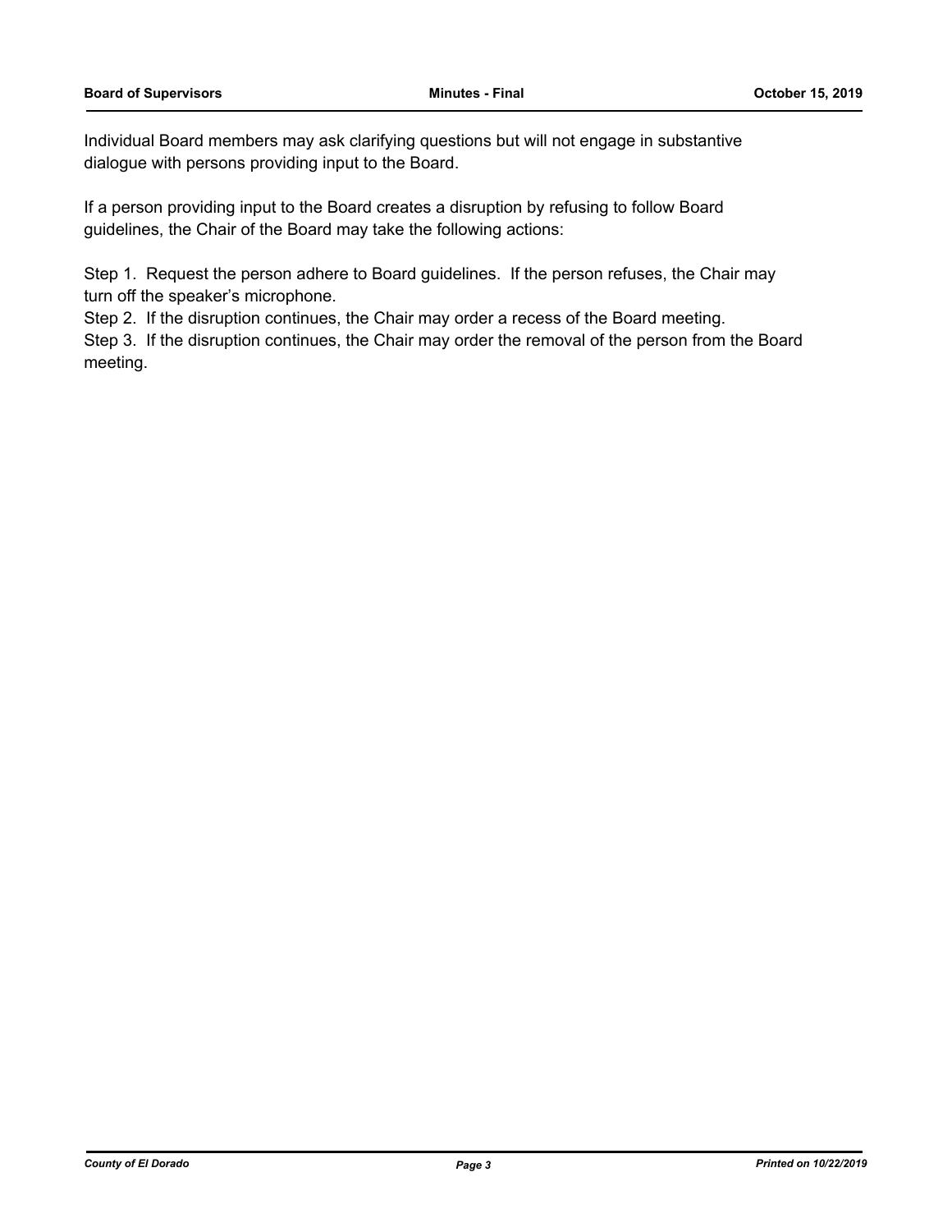Individual Board members may ask clarifying questions but will not engage in substantive dialogue with persons providing input to the Board.

If a person providing input to the Board creates a disruption by refusing to follow Board guidelines, the Chair of the Board may take the following actions:

Step 1. Request the person adhere to Board guidelines. If the person refuses, the Chair may turn off the speaker's microphone.
Step 2. If the disruption continues, the Chair may order a recess of the Board meeting.
Step 3. If the disruption continues, the Chair may order the removal of the person from the Board meeting.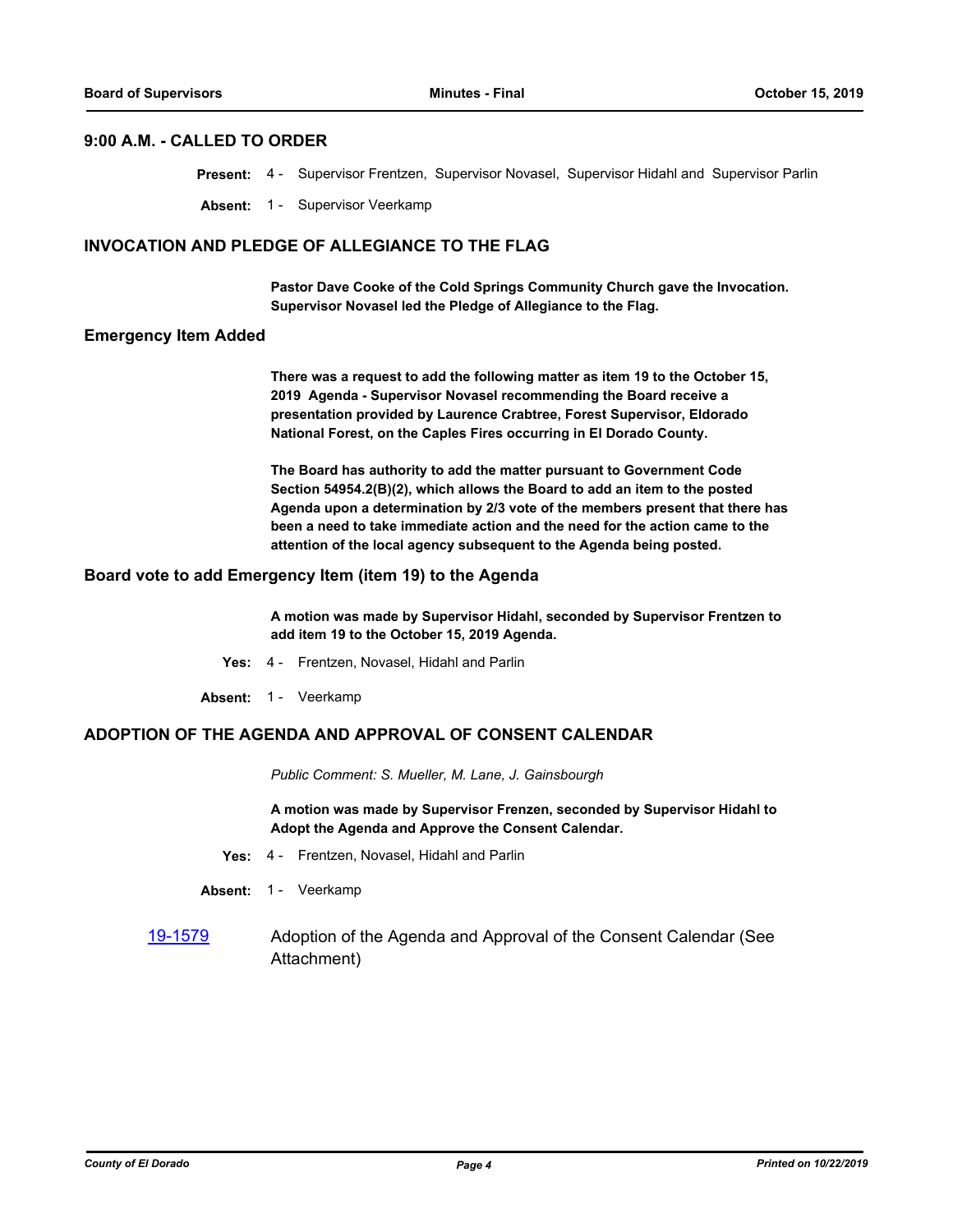## 9:00 A.M. - CALLED TO ORDER

**Present:** 4 - Supervisor Frentzen, Supervisor Novasel, Supervisor Hidahl and Supervisor Parlin

**Absent:** 1 - Supervisor Veerkamp

## INVOCATION AND PLEDGE OF ALLEGIANCE TO THE FLAG

**Pastor Dave Cooke of the Cold Springs Community Church gave the Invocation. Supervisor Novasel led the Pledge of Allegiance to the Flag.**

## Emergency Item Added

**There was a request to add the following matter as item 19 to the October 15, 2019 Agenda - Supervisor Novasel recommending the Board receive a presentation provided by Laurence Crabtree, Forest Supervisor, Eldorado National Forest, on the Caples Fires occurring in El Dorado County.**

**The Board has authority to add the matter pursuant to Government Code Section 54954.2(B)(2), which allows the Board to add an item to the posted Agenda upon a determination by 2/3 vote of the members present that there has been a need to take immediate action and the need for the action came to the attention of the local agency subsequent to the Agenda being posted.**

## Board vote to add Emergency Item (item 19) to the Agenda

**A motion was made by Supervisor Hidahl, seconded by Supervisor Frentzen to add item 19 to the October 15, 2019 Agenda.**

**Yes:** 4 - Frentzen, Novasel, Hidahl and Parlin

**Absent:** 1 - Veerkamp

## ADOPTION OF THE AGENDA AND APPROVAL OF CONSENT CALENDAR

*Public Comment: S. Mueller, M. Lane, J. Gainsbourgh*

**A motion was made by Supervisor Frenzen, seconded by Supervisor Hidahl to Adopt the Agenda and Approve the Consent Calendar.**

**Yes:** 4 - Frentzen, Novasel, Hidahl and Parlin

**Absent:** 1 - Veerkamp

19-1579 Adoption of the Agenda and Approval of the Consent Calendar (See Attachment)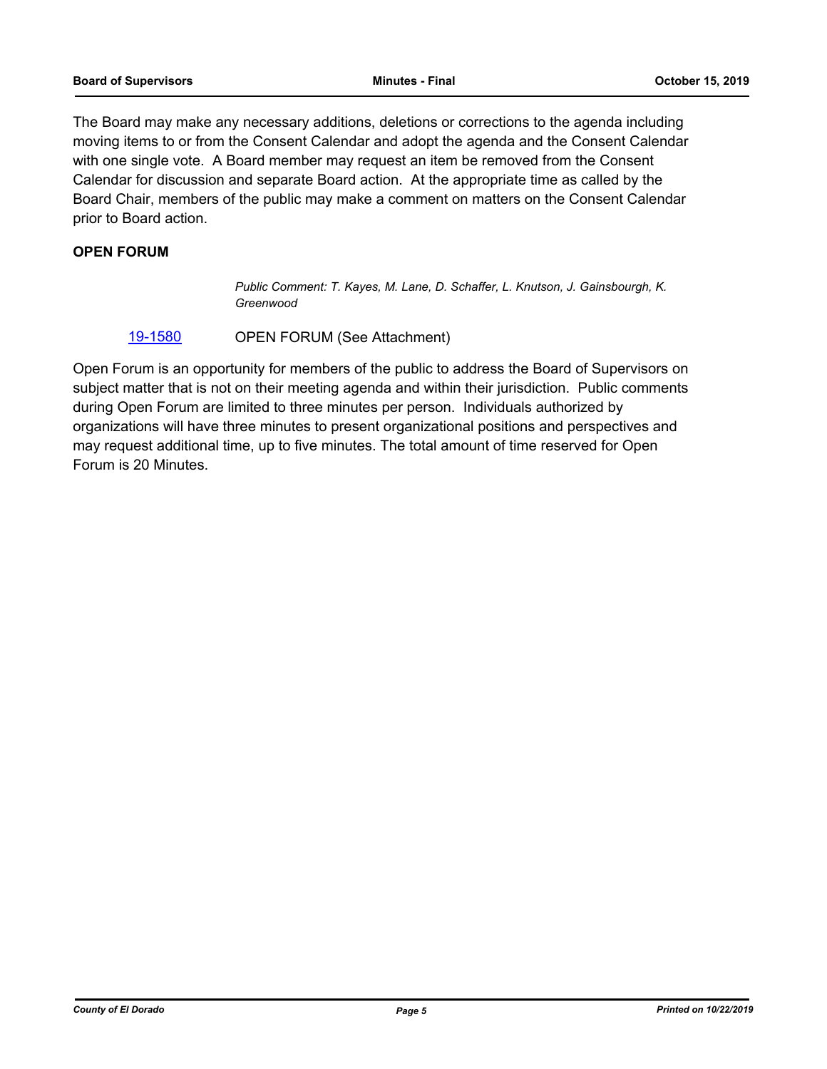The Board may make any necessary additions, deletions or corrections to the agenda including moving items to or from the Consent Calendar and adopt the agenda and the Consent Calendar with one single vote. A Board member may request an item be removed from the Consent Calendar for discussion and separate Board action. At the appropriate time as called by the Board Chair, members of the public may make a comment on matters on the Consent Calendar prior to Board action.

## OPEN FORUM

*Public Comment: T. Kayes, M. Lane, D. Schaffer, L. Knutson, J. Gainsbourgh, K. Greenwood*

19-1580 OPEN FORUM (See Attachment)

Open Forum is an opportunity for members of the public to address the Board of Supervisors on subject matter that is not on their meeting agenda and within their jurisdiction. Public comments during Open Forum are limited to three minutes per person. Individuals authorized by organizations will have three minutes to present organizational positions and perspectives and may request additional time, up to five minutes. The total amount of time reserved for Open Forum is 20 Minutes.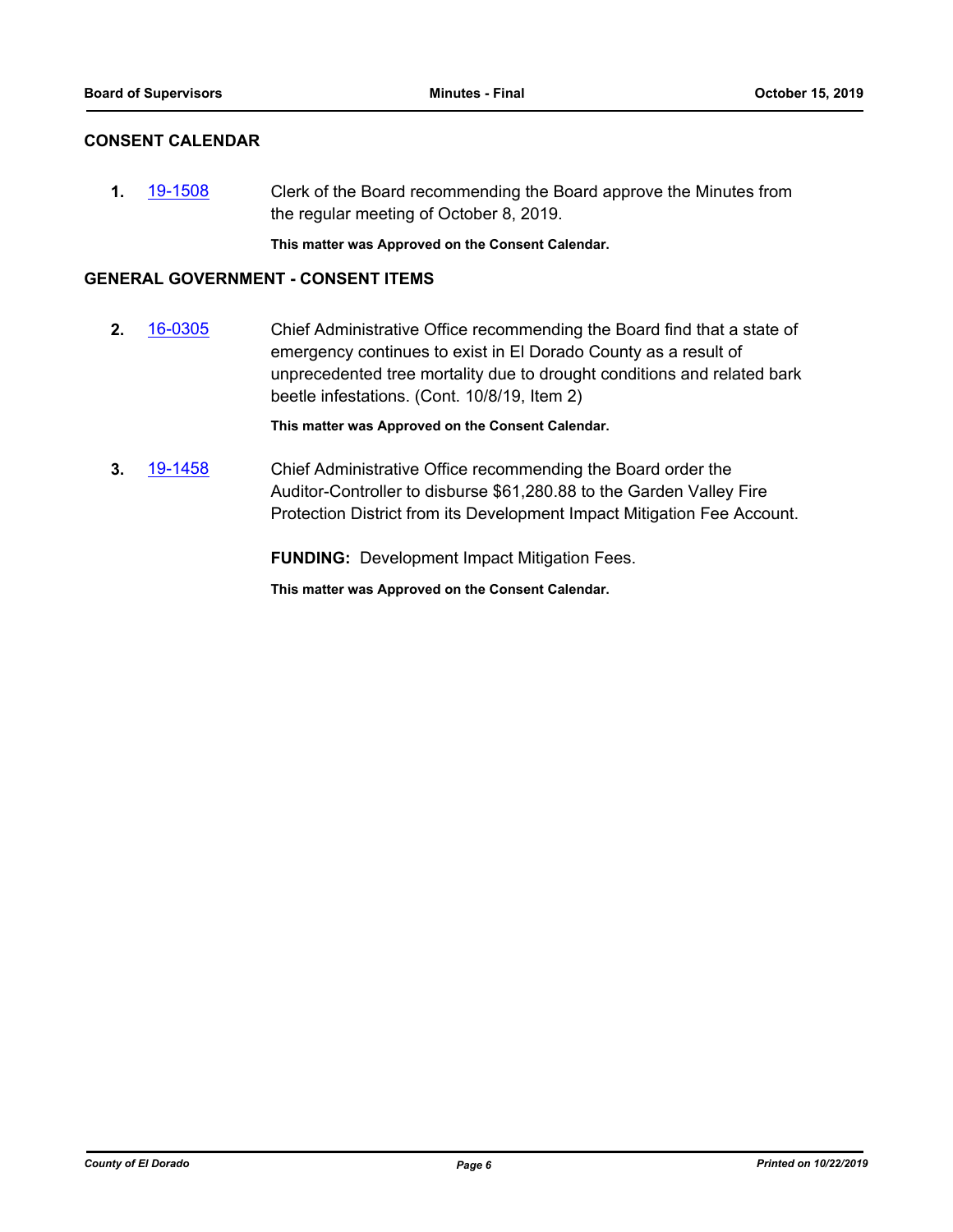## CONSENT CALENDAR

**1.** 19-1508 Clerk of the Board recommending the Board approve the Minutes from the regular meeting of October 8, 2019.

**This matter was Approved on the Consent Calendar.**

## GENERAL GOVERNMENT - CONSENT ITEMS

**2.** 16-0305 Chief Administrative Office recommending the Board find that a state of emergency continues to exist in El Dorado County as a result of unprecedented tree mortality due to drought conditions and related bark beetle infestations. (Cont. 10/8/19, Item 2)

**This matter was Approved on the Consent Calendar.**

**3.** 19-1458 Chief Administrative Office recommending the Board order the Auditor-Controller to disburse $61,280.88 to the Garden Valley Fire Protection District from its Development Impact Mitigation Fee Account.

**FUNDING:** Development Impact Mitigation Fees.

**This matter was Approved on the Consent Calendar.**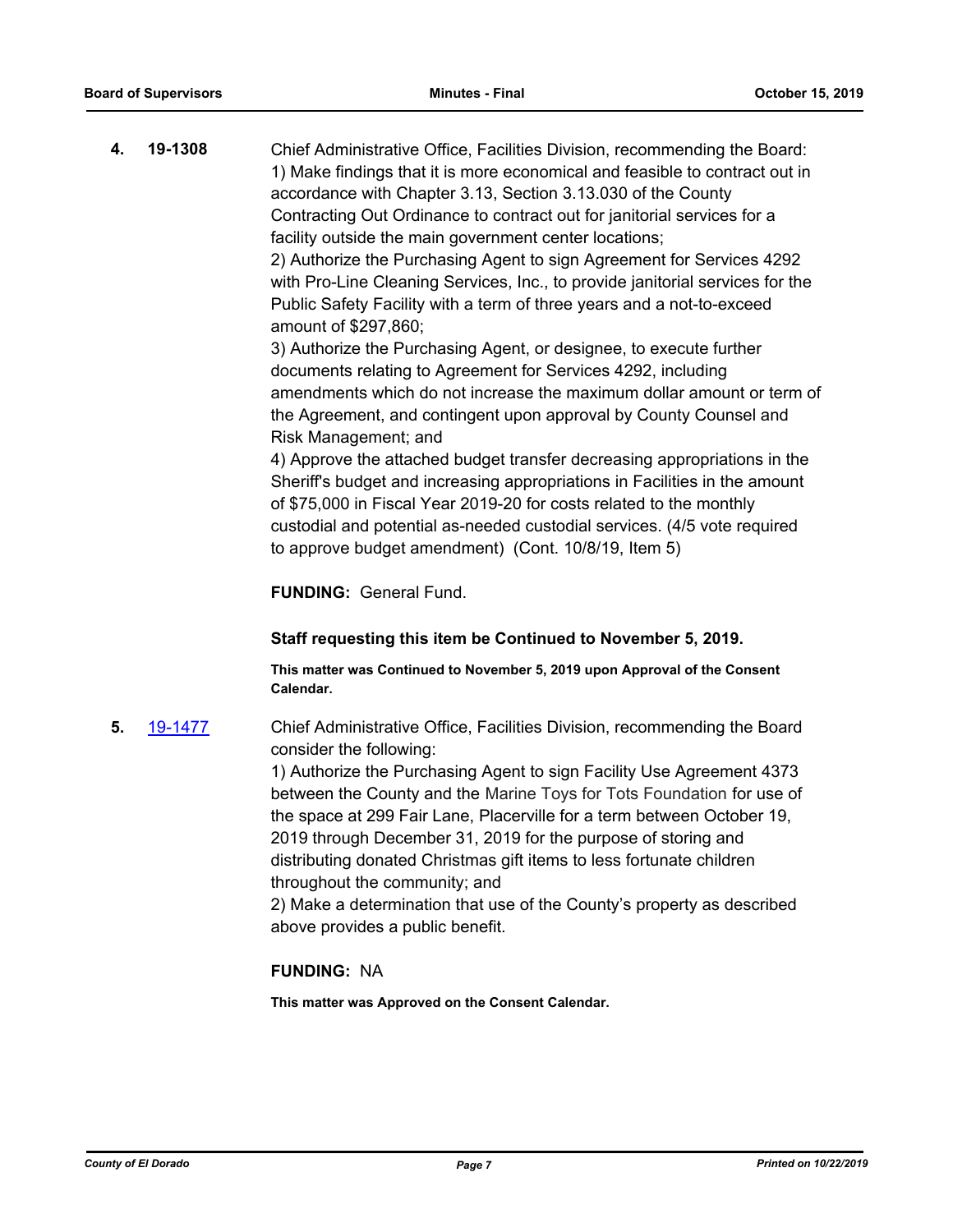**4.** **19-1308** Chief Administrative Office, Facilities Division, recommending the Board:
1) Make findings that it is more economical and feasible to contract out in accordance with Chapter 3.13, Section 3.13.030 of the County Contracting Out Ordinance to contract out for janitorial services for a facility outside the main government center locations;
2) Authorize the Purchasing Agent to sign Agreement for Services 4292 with Pro-Line Cleaning Services, Inc., to provide janitorial services for the Public Safety Facility with a term of three years and a not-to-exceed amount of $297,860;
3) Authorize the Purchasing Agent, or designee, to execute further documents relating to Agreement for Services 4292, including amendments which do not increase the maximum dollar amount or term of the Agreement, and contingent upon approval by County Counsel and Risk Management; and
4) Approve the attached budget transfer decreasing appropriations in the Sheriff's budget and increasing appropriations in Facilities in the amount of $75,000 in Fiscal Year 2019-20 for costs related to the monthly custodial and potential as-needed custodial services. (4/5 vote required to approve budget amendment) (Cont. 10/8/19, Item 5)

**FUNDING:** General Fund.

**Staff requesting this item be Continued to November 5, 2019.**

**This matter was Continued to November 5, 2019 upon Approval of the Consent Calendar.**

**5.** [19-1477] Chief Administrative Office, Facilities Division, recommending the Board consider the following:
1) Authorize the Purchasing Agent to sign Facility Use Agreement 4373 between the County and the Marine Toys for Tots Foundation for use of the space at 299 Fair Lane, Placerville for a term between October 19, 2019 through December 31, 2019 for the purpose of storing and distributing donated Christmas gift items to less fortunate children throughout the community; and
2) Make a determination that use of the County's property as described above provides a public benefit.

**FUNDING:** NA

**This matter was Approved on the Consent Calendar.**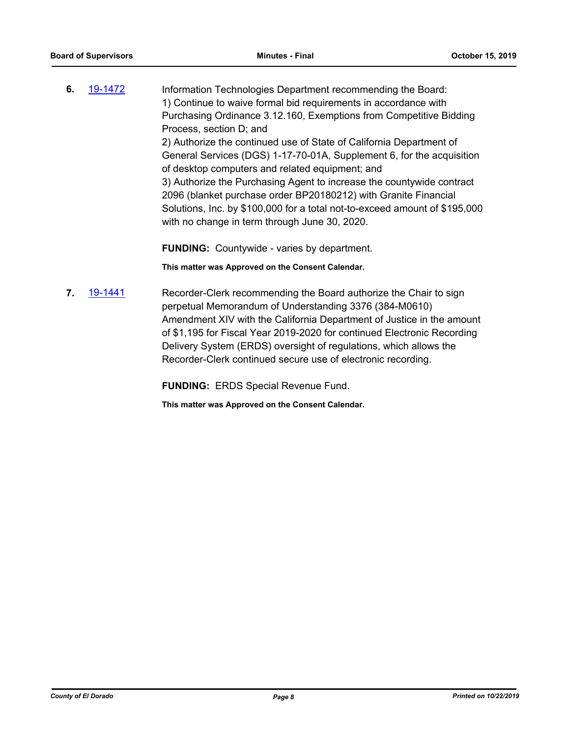**6.** 19-1472 Information Technologies Department recommending the Board:

1) Continue to waive formal bid requirements in accordance with Purchasing Ordinance 3.12.160, Exemptions from Competitive Bidding Process, section D; and

2) Authorize the continued use of State of California Department of General Services (DGS) 1-17-70-01A, Supplement 6, for the acquisition of desktop computers and related equipment; and

3) Authorize the Purchasing Agent to increase the countywide contract 2096 (blanket purchase order BP20180212) with Granite Financial Solutions, Inc. by $100,000 for a total not-to-exceed amount of $195,000 with no change in term through June 30, 2020.

**FUNDING:** Countywide - varies by department.

**This matter was Approved on the Consent Calendar.**

**7.** 19-1441 Recorder-Clerk recommending the Board authorize the Chair to sign perpetual Memorandum of Understanding 3376 (384-M0610) Amendment XIV with the California Department of Justice in the amount of $1,195 for Fiscal Year 2019-2020 for continued Electronic Recording Delivery System (ERDS) oversight of regulations, which allows the Recorder-Clerk continued secure use of electronic recording.

**FUNDING:** ERDS Special Revenue Fund.

**This matter was Approved on the Consent Calendar.**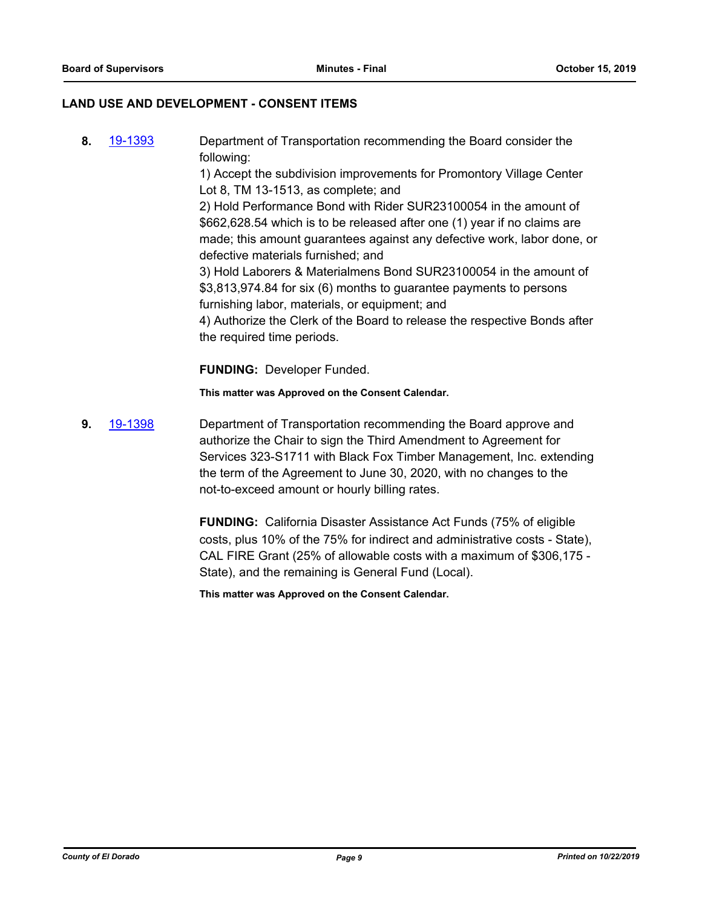## LAND USE AND DEVELOPMENT - CONSENT ITEMS

**8.** 19-1393 Department of Transportation recommending the Board consider the following:
1) Accept the subdivision improvements for Promontory Village Center Lot 8, TM 13-1513, as complete; and
2) Hold Performance Bond with Rider SUR23100054 in the amount of $662,628.54 which is to be released after one (1) year if no claims are made; this amount guarantees against any defective work, labor done, or defective materials furnished; and
3) Hold Laborers & Materialmens Bond SUR23100054 in the amount of $3,813,974.84 for six (6) months to guarantee payments to persons furnishing labor, materials, or equipment; and
4) Authorize the Clerk of the Board to release the respective Bonds after the required time periods.

**FUNDING:** Developer Funded.

**This matter was Approved on the Consent Calendar.**

**9.** 19-1398 Department of Transportation recommending the Board approve and authorize the Chair to sign the Third Amendment to Agreement for Services 323-S1711 with Black Fox Timber Management, Inc. extending the term of the Agreement to June 30, 2020, with no changes to the not-to-exceed amount or hourly billing rates.

**FUNDING:** California Disaster Assistance Act Funds (75% of eligible costs, plus 10% of the 75% for indirect and administrative costs - State), CAL FIRE Grant (25% of allowable costs with a maximum of $306,175 - State), and the remaining is General Fund (Local).

**This matter was Approved on the Consent Calendar.**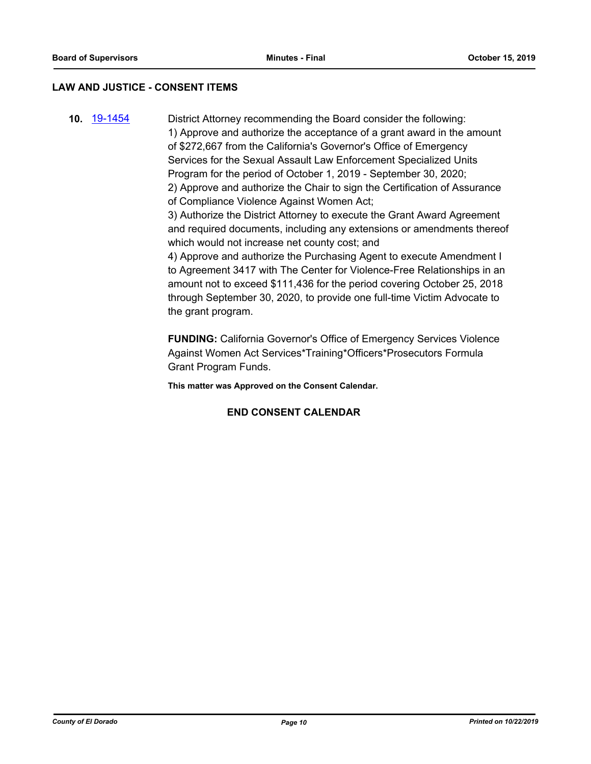## LAW AND JUSTICE - CONSENT ITEMS

**10.** 19-1454 District Attorney recommending the Board consider the following:

1) Approve and authorize the acceptance of a grant award in the amount of $272,667 from the California's Governor's Office of Emergency Services for the Sexual Assault Law Enforcement Specialized Units Program for the period of October 1, 2019 - September 30, 2020;

2) Approve and authorize the Chair to sign the Certification of Assurance of Compliance Violence Against Women Act;

3) Authorize the District Attorney to execute the Grant Award Agreement and required documents, including any extensions or amendments thereof which would not increase net county cost; and

4) Approve and authorize the Purchasing Agent to execute Amendment I to Agreement 3417 with The Center for Violence-Free Relationships in an amount not to exceed $111,436 for the period covering October 25, 2018 through September 30, 2020, to provide one full-time Victim Advocate to the grant program.

**FUNDING:** California Governor's Office of Emergency Services Violence Against Women Act Services*Training*Officers*Prosecutors Formula Grant Program Funds.

**This matter was Approved on the Consent Calendar.**

**END CONSENT CALENDAR**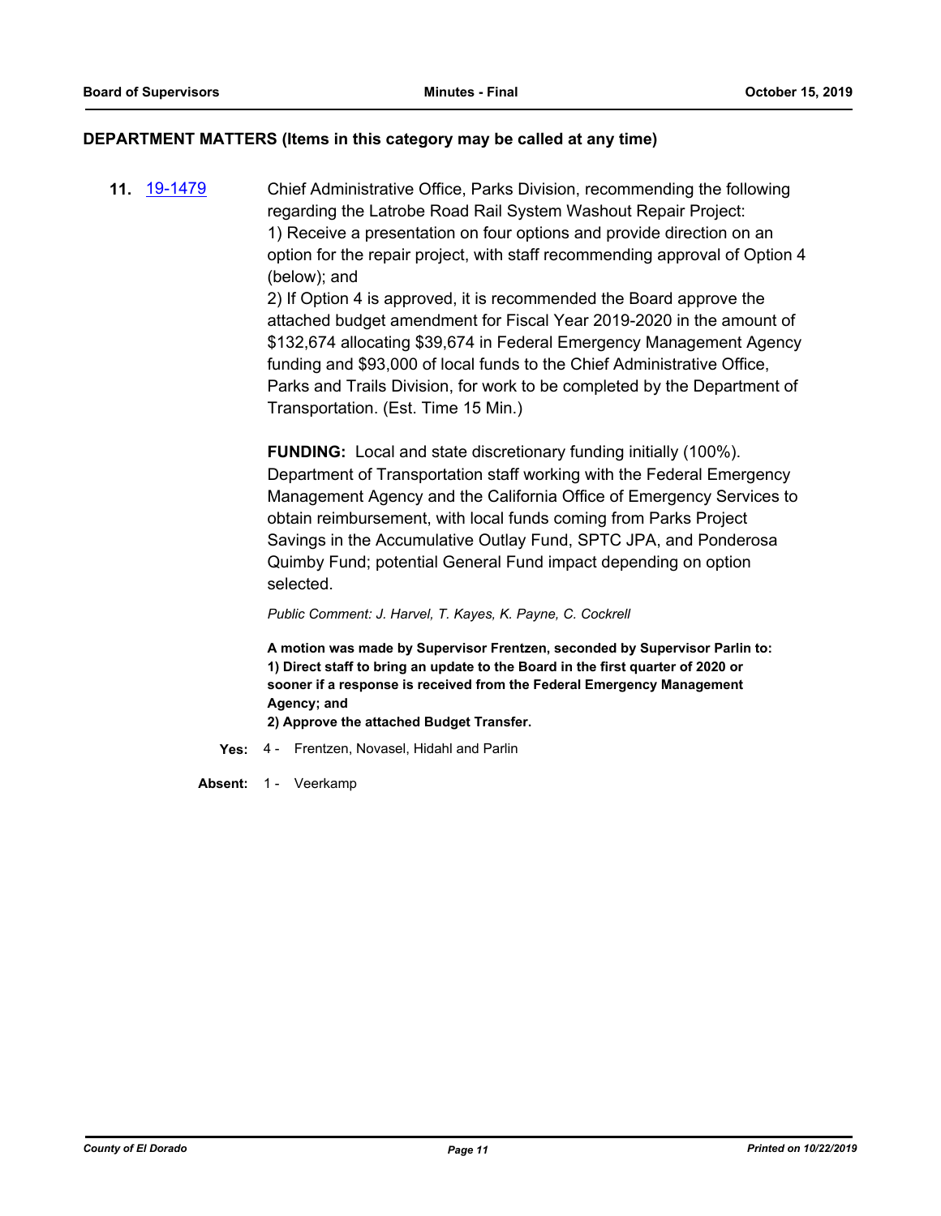## DEPARTMENT MATTERS (Items in this category may be called at any time)

**11.** [19-1479](19-1479) Chief Administrative Office, Parks Division, recommending the following regarding the Latrobe Road Rail System Washout Repair Project:
1) Receive a presentation on four options and provide direction on an option for the repair project, with staff recommending approval of Option 4 (below); and
2) If Option 4 is approved, it is recommended the Board approve the attached budget amendment for Fiscal Year 2019-2020 in the amount of $132,674 allocating $39,674 in Federal Emergency Management Agency funding and $93,000 of local funds to the Chief Administrative Office, Parks and Trails Division, for work to be completed by the Department of Transportation. (Est. Time 15 Min.)

**FUNDING:** Local and state discretionary funding initially (100%). Department of Transportation staff working with the Federal Emergency Management Agency and the California Office of Emergency Services to obtain reimbursement, with local funds coming from Parks Project Savings in the Accumulative Outlay Fund, SPTC JPA, and Ponderosa Quimby Fund; potential General Fund impact depending on option selected.

*Public Comment: J. Harvel, T. Kayes, K. Payne, C. Cockrell*

**A motion was made by Supervisor Frentzen, seconded by Supervisor Parlin to:**
**1) Direct staff to bring an update to the Board in the first quarter of 2020 or sooner if a response is received from the Federal Emergency Management Agency; and**
**2) Approve the attached Budget Transfer.**

**Yes:** 4 - Frentzen, Novasel, Hidahl and Parlin

**Absent:** 1 - Veerkamp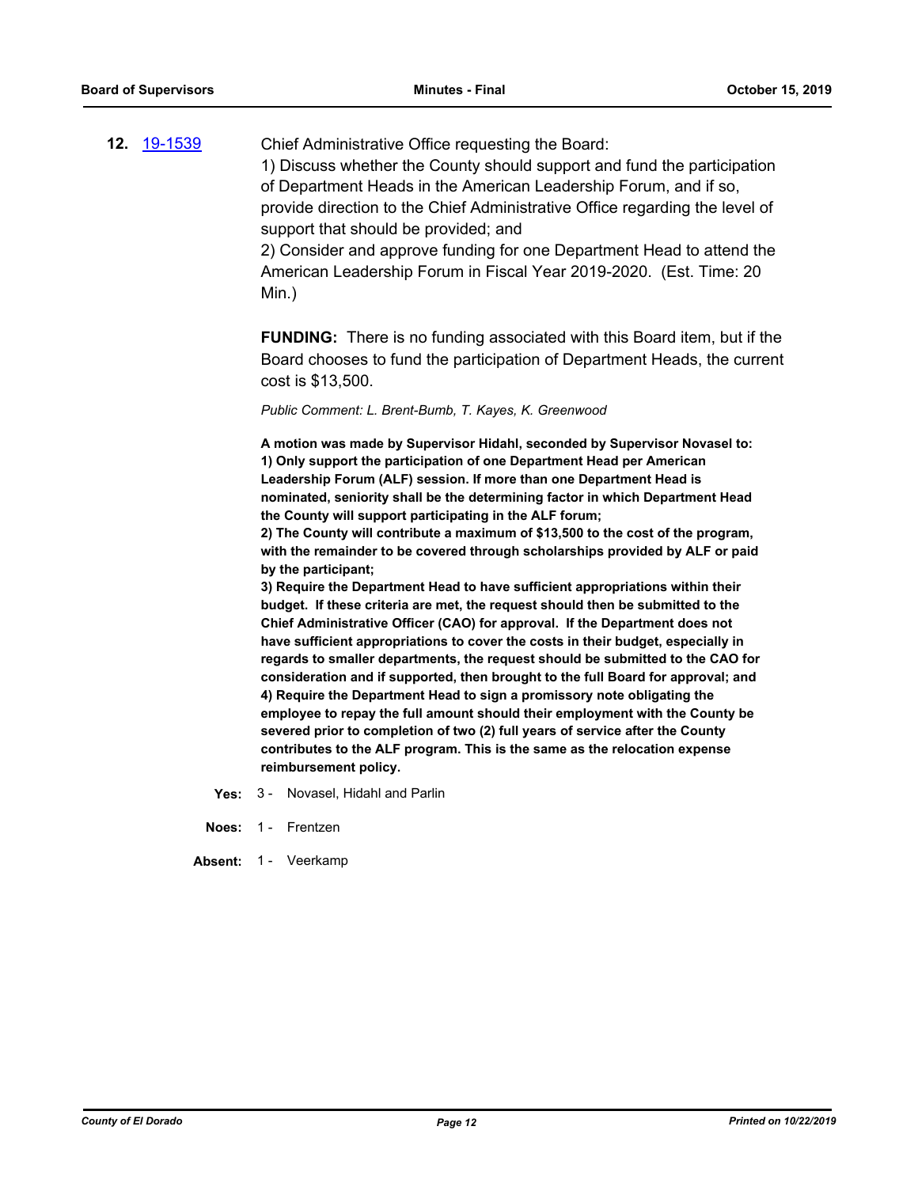**12.** [19-1539](19-1539)

Chief Administrative Office requesting the Board:
1) Discuss whether the County should support and fund the participation of Department Heads in the American Leadership Forum, and if so, provide direction to the Chief Administrative Office regarding the level of support that should be provided; and
2) Consider and approve funding for one Department Head to attend the American Leadership Forum in Fiscal Year 2019-2020. (Est. Time: 20 Min.)

**FUNDING:** There is no funding associated with this Board item, but if the Board chooses to fund the participation of Department Heads, the current cost is $13,500.

*Public Comment: L. Brent-Bumb, T. Kayes, K. Greenwood*

**A motion was made by Supervisor Hidahl, seconded by Supervisor Novasel to:**
**1) Only support the participation of one Department Head per American Leadership Forum (ALF) session. If more than one Department Head is nominated, seniority shall be the determining factor in which Department Head the County will support participating in the ALF forum;**
**2) The County will contribute a maximum of $13,500 to the cost of the program, with the remainder to be covered through scholarships provided by ALF or paid by the participant;**
**3) Require the Department Head to have sufficient appropriations within their budget. If these criteria are met, the request should then be submitted to the Chief Administrative Officer (CAO) for approval. If the Department does not have sufficient appropriations to cover the costs in their budget, especially in regards to smaller departments, the request should be submitted to the CAO for consideration and if supported, then brought to the full Board for approval; and**
**4) Require the Department Head to sign a promissory note obligating the employee to repay the full amount should their employment with the County be severed prior to completion of two (2) full years of service after the County contributes to the ALF program. This is the same as the relocation expense reimbursement policy.**

**Yes:** 3 - Novasel, Hidahl and Parlin

**Noes:** 1 - Frentzen

**Absent:** 1 - Veerkamp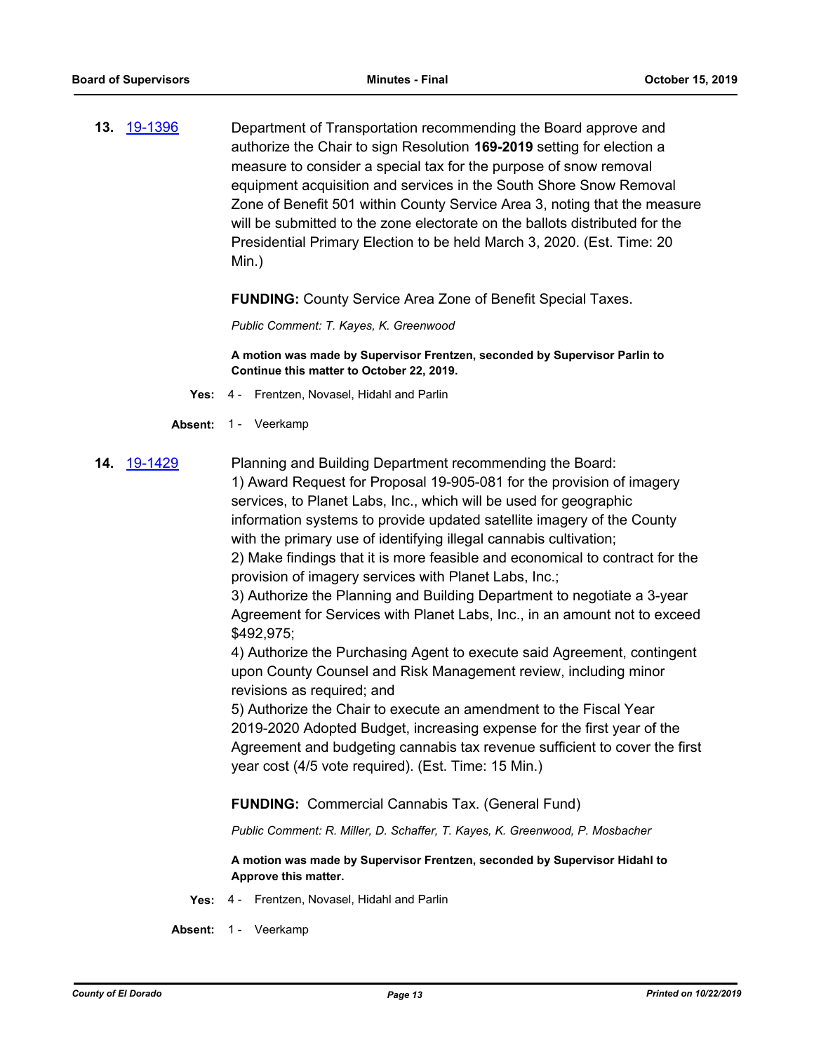**13.** [19-1396](19-1396)

Department of Transportation recommending the Board approve and authorize the Chair to sign Resolution **169-2019** setting for election a measure to consider a special tax for the purpose of snow removal equipment acquisition and services in the South Shore Snow Removal Zone of Benefit 501 within County Service Area 3, noting that the measure will be submitted to the zone electorate on the ballots distributed for the Presidential Primary Election to be held March 3, 2020. (Est. Time: 20 Min.)

**FUNDING:** County Service Area Zone of Benefit Special Taxes.

*Public Comment: T. Kayes, K. Greenwood*

**A motion was made by Supervisor Frentzen, seconded by Supervisor Parlin to Continue this matter to October 22, 2019.**

**Yes:** 4 - Frentzen, Novasel, Hidahl and Parlin

**Absent:** 1 - Veerkamp

**14.** [19-1429](19-1429)

Planning and Building Department recommending the Board:
1) Award Request for Proposal 19-905-081 for the provision of imagery services, to Planet Labs, Inc., which will be used for geographic information systems to provide updated satellite imagery of the County with the primary use of identifying illegal cannabis cultivation;
2) Make findings that it is more feasible and economical to contract for the provision of imagery services with Planet Labs, Inc.;
3) Authorize the Planning and Building Department to negotiate a 3-year Agreement for Services with Planet Labs, Inc., in an amount not to exceed $492,975;
4) Authorize the Purchasing Agent to execute said Agreement, contingent upon County Counsel and Risk Management review, including minor revisions as required; and
5) Authorize the Chair to execute an amendment to the Fiscal Year 2019-2020 Adopted Budget, increasing expense for the first year of the Agreement and budgeting cannabis tax revenue sufficient to cover the first year cost (4/5 vote required). (Est. Time: 15 Min.)

**FUNDING:** Commercial Cannabis Tax. (General Fund)

*Public Comment: R. Miller, D. Schaffer, T. Kayes, K. Greenwood, P. Mosbacher*

**A motion was made by Supervisor Frentzen, seconded by Supervisor Hidahl to Approve this matter.**

**Yes:** 4 - Frentzen, Novasel, Hidahl and Parlin

**Absent:** 1 - Veerkamp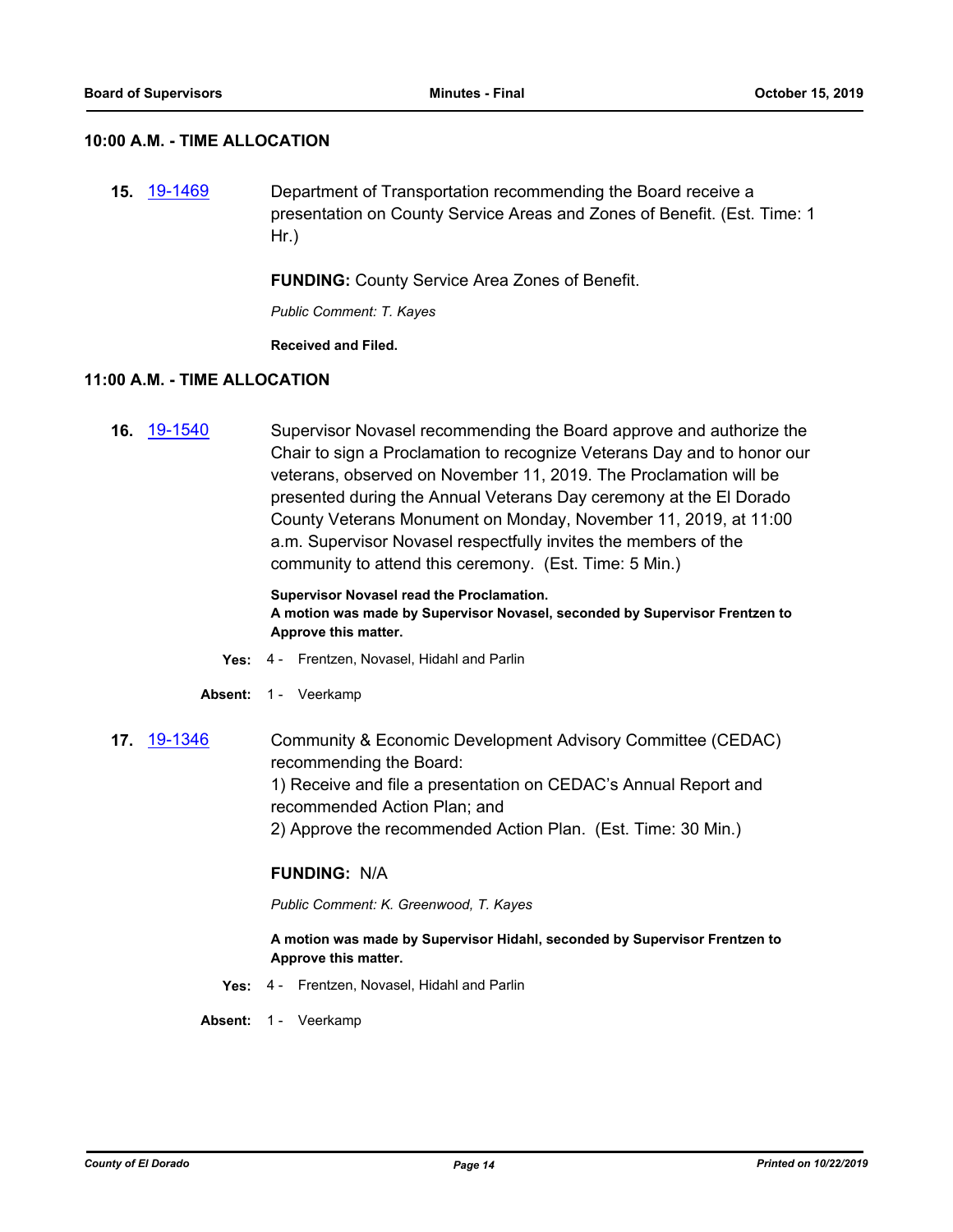## 10:00 A.M. - TIME ALLOCATION

**15.** 19-1469 Department of Transportation recommending the Board receive a presentation on County Service Areas and Zones of Benefit. (Est. Time: 1 Hr.)

**FUNDING:** County Service Area Zones of Benefit.

*Public Comment: T. Kayes*

**Received and Filed.**

## 11:00 A.M. - TIME ALLOCATION

**16.** 19-1540 Supervisor Novasel recommending the Board approve and authorize the Chair to sign a Proclamation to recognize Veterans Day and to honor our veterans, observed on November 11, 2019. The Proclamation will be presented during the Annual Veterans Day ceremony at the El Dorado County Veterans Monument on Monday, November 11, 2019, at 11:00 a.m. Supervisor Novasel respectfully invites the members of the community to attend this ceremony. (Est. Time: 5 Min.)

**Supervisor Novasel read the Proclamation.**
**A motion was made by Supervisor Novasel, seconded by Supervisor Frentzen to Approve this matter.**

**Yes:** 4 - Frentzen, Novasel, Hidahl and Parlin

**Absent:** 1 - Veerkamp

**17.** 19-1346 Community & Economic Development Advisory Committee (CEDAC) recommending the Board:
1) Receive and file a presentation on CEDAC's Annual Report and recommended Action Plan; and
2) Approve the recommended Action Plan. (Est. Time: 30 Min.)

**FUNDING:** N/A

*Public Comment: K. Greenwood, T. Kayes*

**A motion was made by Supervisor Hidahl, seconded by Supervisor Frentzen to Approve this matter.**

**Yes:** 4 - Frentzen, Novasel, Hidahl and Parlin

**Absent:** 1 - Veerkamp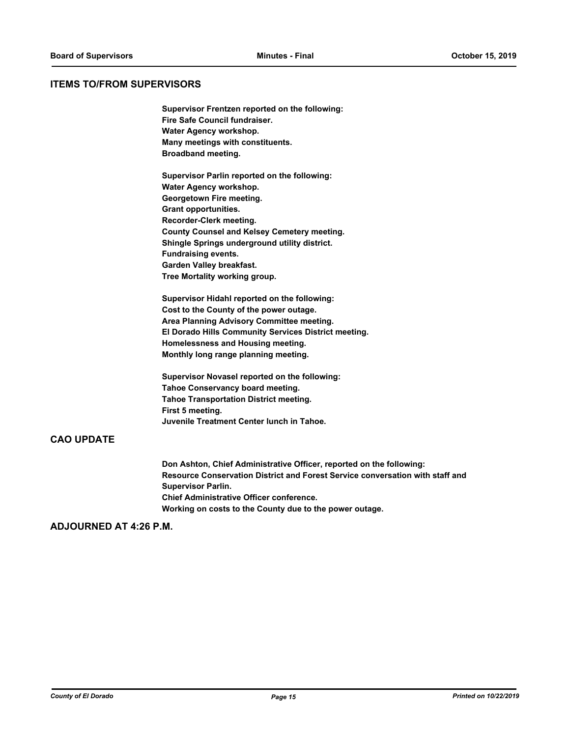## ITEMS TO/FROM SUPERVISORS

**Supervisor Frentzen reported on the following:**
**Fire Safe Council fundraiser.**
**Water Agency workshop.**
**Many meetings with constituents.**
**Broadband meeting.**

**Supervisor Parlin reported on the following:**
**Water Agency workshop.**
**Georgetown Fire meeting.**
**Grant opportunities.**
**Recorder-Clerk meeting.**
**County Counsel and Kelsey Cemetery meeting.**
**Shingle Springs underground utility district.**
**Fundraising events.**
**Garden Valley breakfast.**
**Tree Mortality working group.**

**Supervisor Hidahl reported on the following:**
**Cost to the County of the power outage.**
**Area Planning Advisory Committee meeting.**
**El Dorado Hills Community Services District meeting.**
**Homelessness and Housing meeting.**
**Monthly long range planning meeting.**

**Supervisor Novasel reported on the following:**
**Tahoe Conservancy board meeting.**
**Tahoe Transportation District meeting.**
**First 5 meeting.**
**Juvenile Treatment Center lunch in Tahoe.**

## CAO UPDATE

**Don Ashton, Chief Administrative Officer, reported on the following:**
**Resource Conservation District and Forest Service conversation with staff and Supervisor Parlin.**
**Chief Administrative Officer conference.**
**Working on costs to the County due to the power outage.**

## ADJOURNED AT 4:26 P.M.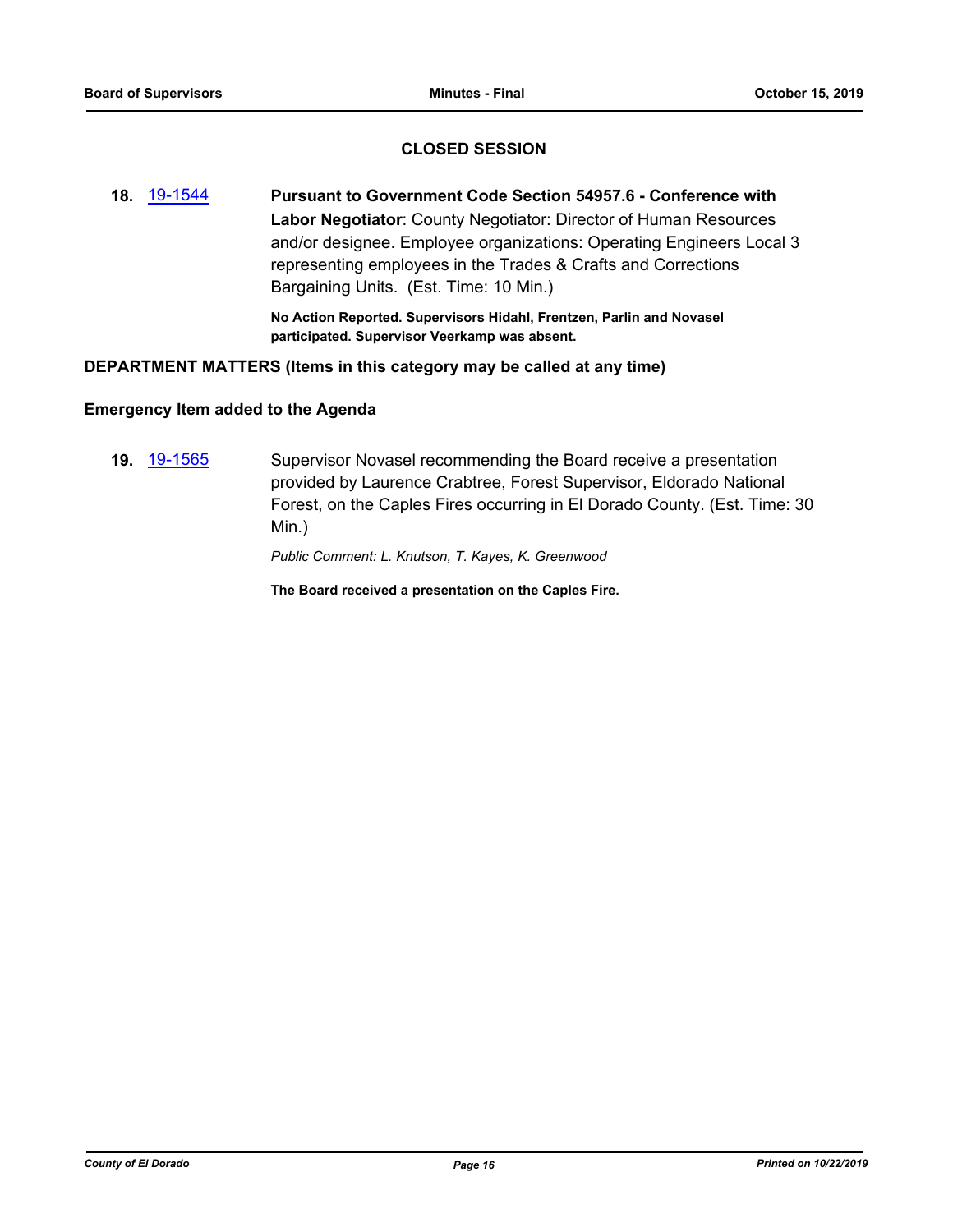## CLOSED SESSION

**18.** [19-1544](19-1544) **Pursuant to Government Code Section 54957.6 - Conference with Labor Negotiator**: County Negotiator: Director of Human Resources and/or designee. Employee organizations: Operating Engineers Local 3 representing employees in the Trades & Crafts and Corrections Bargaining Units. (Est. Time: 10 Min.)

**No Action Reported. Supervisors Hidahl, Frentzen, Parlin and Novasel participated. Supervisor Veerkamp was absent.**

## DEPARTMENT MATTERS (Items in this category may be called at any time)

### Emergency Item added to the Agenda

**19.** [19-1565](19-1565) Supervisor Novasel recommending the Board receive a presentation provided by Laurence Crabtree, Forest Supervisor, Eldorado National Forest, on the Caples Fires occurring in El Dorado County. (Est. Time: 30 Min.)

*Public Comment: L. Knutson, T. Kayes, K. Greenwood*

**The Board received a presentation on the Caples Fire.**